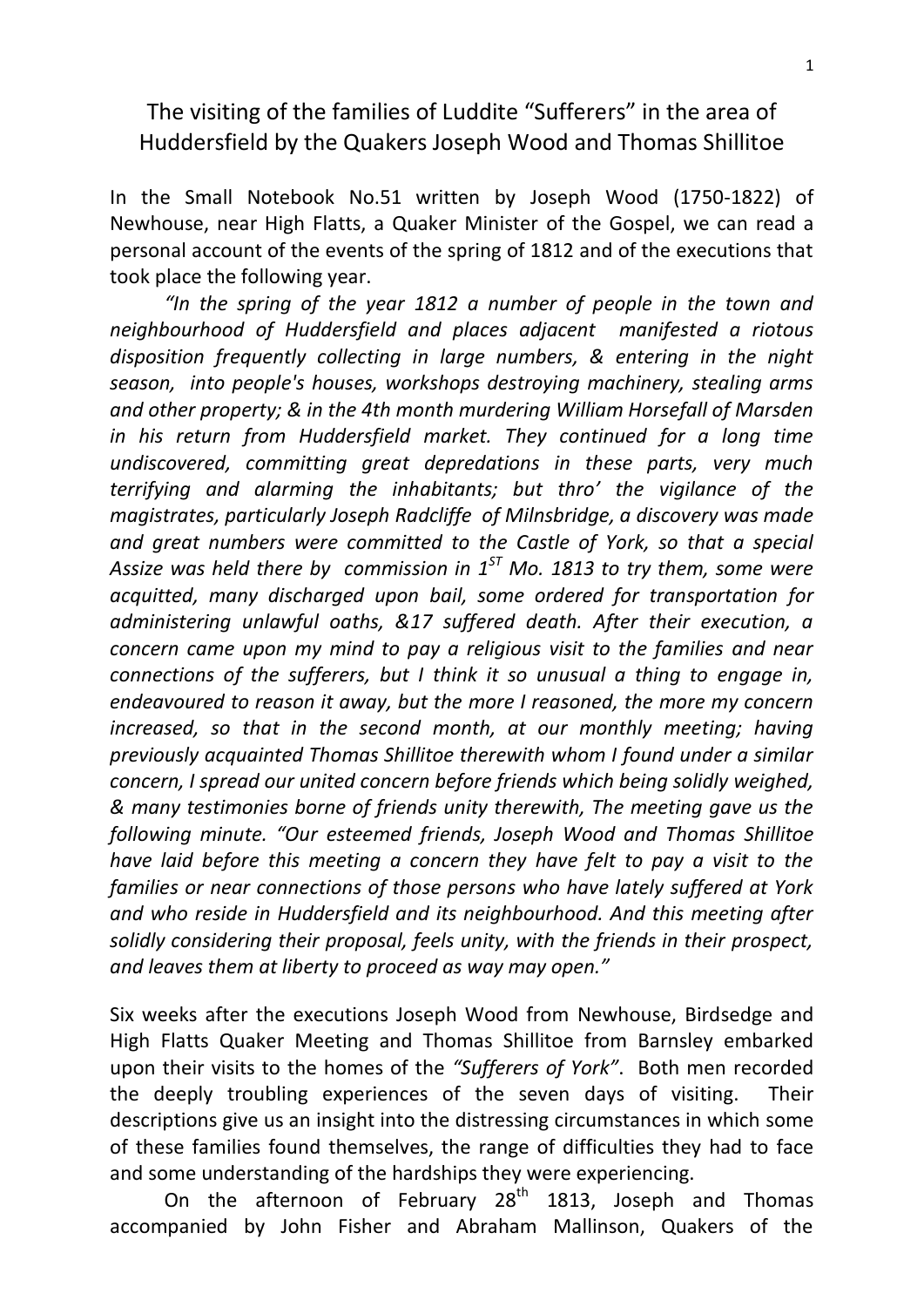# The visiting of the families of Luddite "Sufferers" in the area of Huddersfield by the Quakers Joseph Wood and Thomas Shillitoe

In the Small Notebook No.51 written by Joseph Wood (1750-1822) of Newhouse, near High Flatts, a Quaker Minister of the Gospel, we can read a personal account of the events of the spring of 1812 and of the executions that took place the following year.

*"In the spring of the year 1812 a number of people in the town and neighbourhood of Huddersfield and places adjacent manifested a riotous disposition frequently collecting in large numbers, & entering in the night season, into people's houses, workshops destroying machinery, stealing arms and other property; & in the 4th month murdering William Horsefall of Marsden in his return from Huddersfield market. They continued for a long time undiscovered, committing great depredations in these parts, very much terrifying and alarming the inhabitants; but thro' the vigilance of the magistrates, particularly Joseph Radcliffe of Milnsbridge, a discovery was made and great numbers were committed to the Castle of York, so that a special Assize was held there by commission in 1ST Mo. 1813 to try them, some were acquitted, many discharged upon bail, some ordered for transportation for administering unlawful oaths, &17 suffered death. After their execution, a concern came upon my mind to pay a religious visit to the families and near connections of the sufferers, but I think it so unusual a thing to engage in, endeavoured to reason it away, but the more I reasoned, the more my concern increased, so that in the second month, at our monthly meeting; having previously acquainted Thomas Shillitoe therewith whom I found under a similar concern, I spread our united concern before friends which being solidly weighed, & many testimonies borne of friends unity therewith, The meeting gave us the following minute. "Our esteemed friends, Joseph Wood and Thomas Shillitoe have laid before this meeting a concern they have felt to pay a visit to the families or near connections of those persons who have lately suffered at York and who reside in Huddersfield and its neighbourhood. And this meeting after solidly considering their proposal, feels unity, with the friends in their prospect, and leaves them at liberty to proceed as way may open."*

Six weeks after the executions Joseph Wood from Newhouse, Birdsedge and High Flatts Quaker Meeting and Thomas Shillitoe from Barnsley embarked upon their visits to the homes of the *"Sufferers of York"*. Both men recorded the deeply troubling experiences of the seven days of visiting. Their descriptions give us an insight into the distressing circumstances in which some of these families found themselves, the range of difficulties they had to face and some understanding of the hardships they were experiencing.

On the afternoon of February 28th 1813, Joseph and Thomas accompanied by John Fisher and Abraham Mallinson, Quakers of the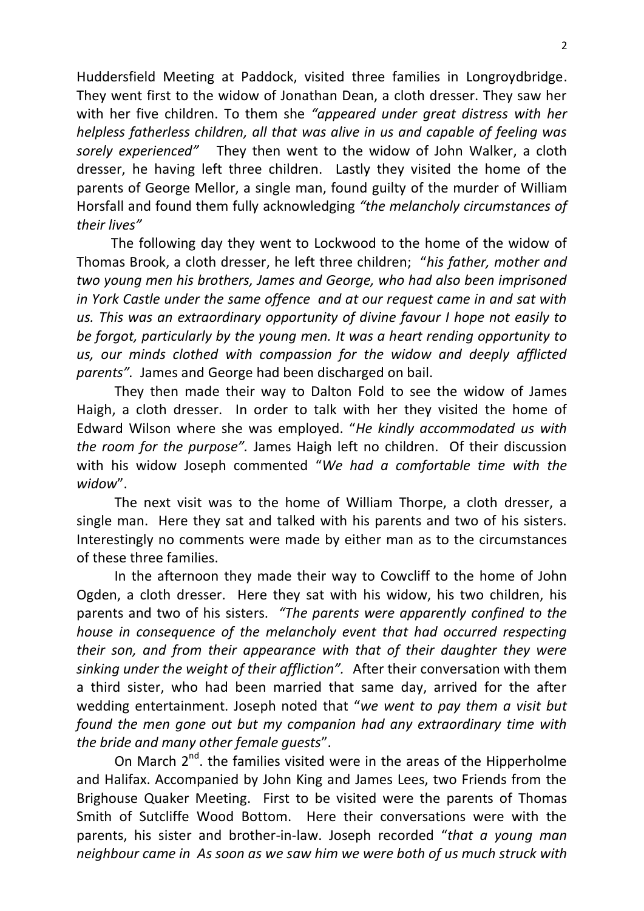Huddersfield Meeting at Paddock, visited three families in Longroydbridge. They went first to the widow of Jonathan Dean, a cloth dresser. They saw her with her five children. To them she *"appeared under great distress with her helpless fatherless children, all that was alive in us and capable of feeling was sorely experienced"* They then went to the widow of John Walker, a cloth dresser, he having left three children. Lastly they visited the home of the parents of George Mellor, a single man, found guilty of the murder of William Horsfall and found them fully acknowledging *"the melancholy circumstances of their lives"*

The following day they went to Lockwood to the home of the widow of Thomas Brook, a cloth dresser, he left three children; "*his father, mother and two young men his brothers, James and George, who had also been imprisoned in York Castle under the same offence and at our request came in and sat with us. This was an extraordinary opportunity of divine favour I hope not easily to be forgot, particularly by the young men. It was a heart rending opportunity to us, our minds clothed with compassion for the widow and deeply afflicted parents".* James and George had been discharged on bail.

They then made their way to Dalton Fold to see the widow of James Haigh, a cloth dresser. In order to talk with her they visited the home of Edward Wilson where she was employed. "*He kindly accommodated us with the room for the purpose".* James Haigh left no children. Of their discussion with his widow Joseph commented "*We had a comfortable time with the widow*".

The next visit was to the home of William Thorpe, a cloth dresser, a single man. Here they sat and talked with his parents and two of his sisters. Interestingly no comments were made by either man as to the circumstances of these three families.

In the afternoon they made their way to Cowcliff to the home of John Ogden, a cloth dresser. Here they sat with his widow, his two children, his parents and two of his sisters. *"The parents were apparently confined to the house in consequence of the melancholy event that had occurred respecting their son, and from their appearance with that of their daughter they were sinking under the weight of their affliction".* After their conversation with them a third sister, who had been married that same day, arrived for the after wedding entertainment. Joseph noted that "*we went to pay them a visit but found the men gone out but my companion had any extraordinary time with the bride and many other female guests*".

On March 2nd. the families visited were in the areas of the Hipperholme and Halifax. Accompanied by John King and James Lees, two Friends from the Brighouse Quaker Meeting. First to be visited were the parents of Thomas Smith of Sutcliffe Wood Bottom. Here their conversations were with the parents, his sister and brother-in-law. Joseph recorded "*that a young man neighbour came in As soon as we saw him we were both of us much struck with*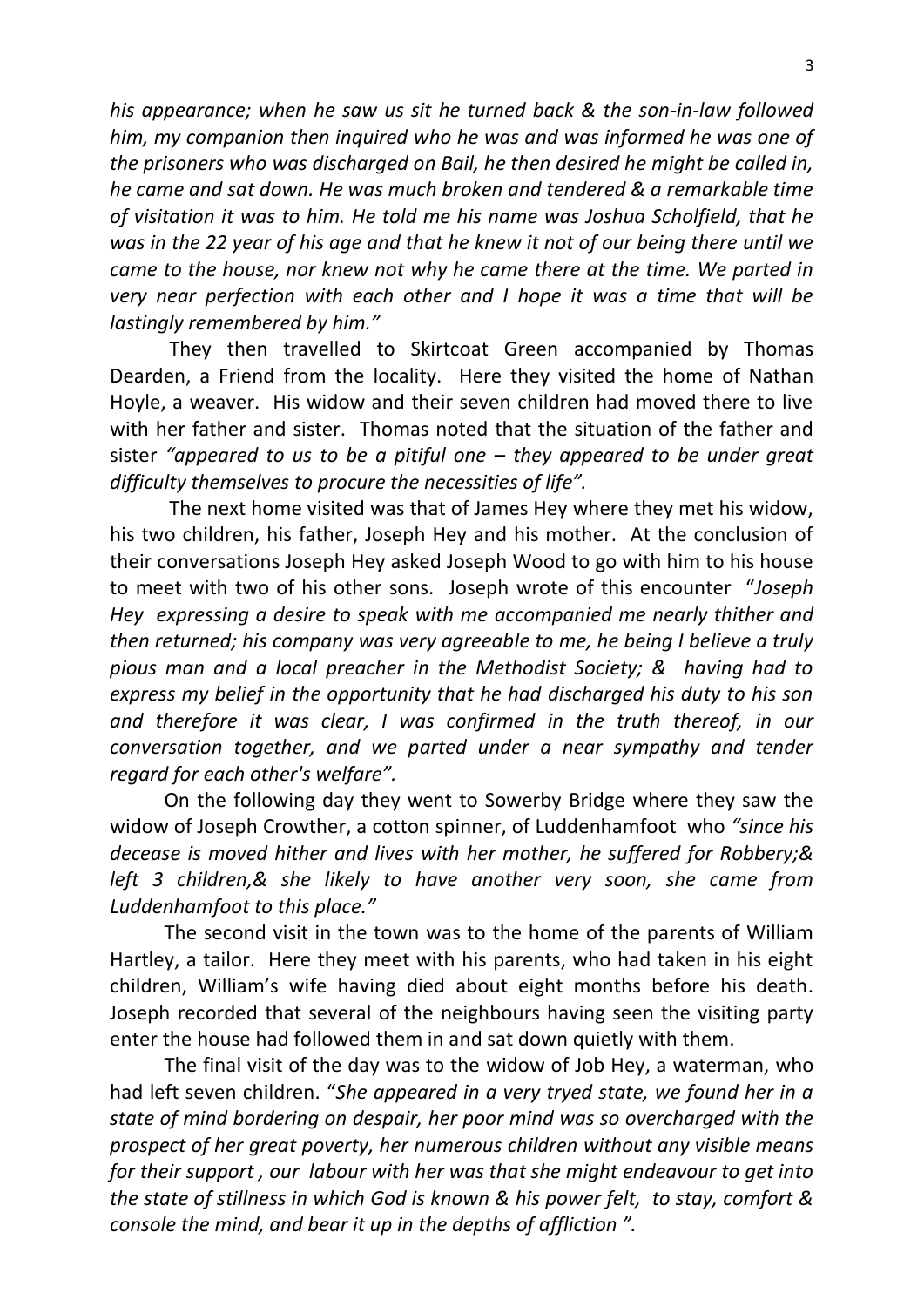*his appearance; when he saw us sit he turned back & the son-in-law followed him, my companion then inquired who he was and was informed he was one of the prisoners who was discharged on Bail, he then desired he might be called in, he came and sat down. He was much broken and tendered & a remarkable time of visitation it was to him. He told me his name was Joshua Scholfield, that he was in the 22 year of his age and that he knew it not of our being there until we came to the house, nor knew not why he came there at the time. We parted in very near perfection with each other and I hope it was a time that will be lastingly remembered by him."*

They then travelled to Skirtcoat Green accompanied by Thomas Dearden, a Friend from the locality. Here they visited the home of Nathan Hoyle, a weaver. His widow and their seven children had moved there to live with her father and sister. Thomas noted that the situation of the father and sister *"appeared to us to be a pitiful one – they appeared to be under great difficulty themselves to procure the necessities of life".*

The next home visited was that of James Hey where they met his widow, his two children, his father, Joseph Hey and his mother. At the conclusion of their conversations Joseph Hey asked Joseph Wood to go with him to his house to meet with two of his other sons. Joseph wrote of this encounter "*Joseph Hey expressing a desire to speak with me accompanied me nearly thither and then returned; his company was very agreeable to me, he being I believe a truly pious man and a local preacher in the Methodist Society; & having had to express my belief in the opportunity that he had discharged his duty to his son and therefore it was clear, I was confirmed in the truth thereof, in our conversation together, and we parted under a near sympathy and tender regard for each other's welfare".*

On the following day they went to Sowerby Bridge where they saw the widow of Joseph Crowther, a cotton spinner, of Luddenhamfoot who *"since his decease is moved hither and lives with her mother, he suffered for Robbery;& left 3 children,& she likely to have another very soon, she came from Luddenhamfoot to this place."*

The second visit in the town was to the home of the parents of William Hartley, a tailor. Here they meet with his parents, who had taken in his eight children, William's wife having died about eight months before his death. Joseph recorded that several of the neighbours having seen the visiting party enter the house had followed them in and sat down quietly with them.

The final visit of the day was to the widow of Job Hey, a waterman, who had left seven children. "*She appeared in a very tryed state, we found her in a state of mind bordering on despair, her poor mind was so overcharged with the prospect of her great poverty, her numerous children without any visible means for their support , our labour with her was that she might endeavour to get into the state of stillness in which God is known & his power felt, to stay, comfort & console the mind, and bear it up in the depths of affliction ".*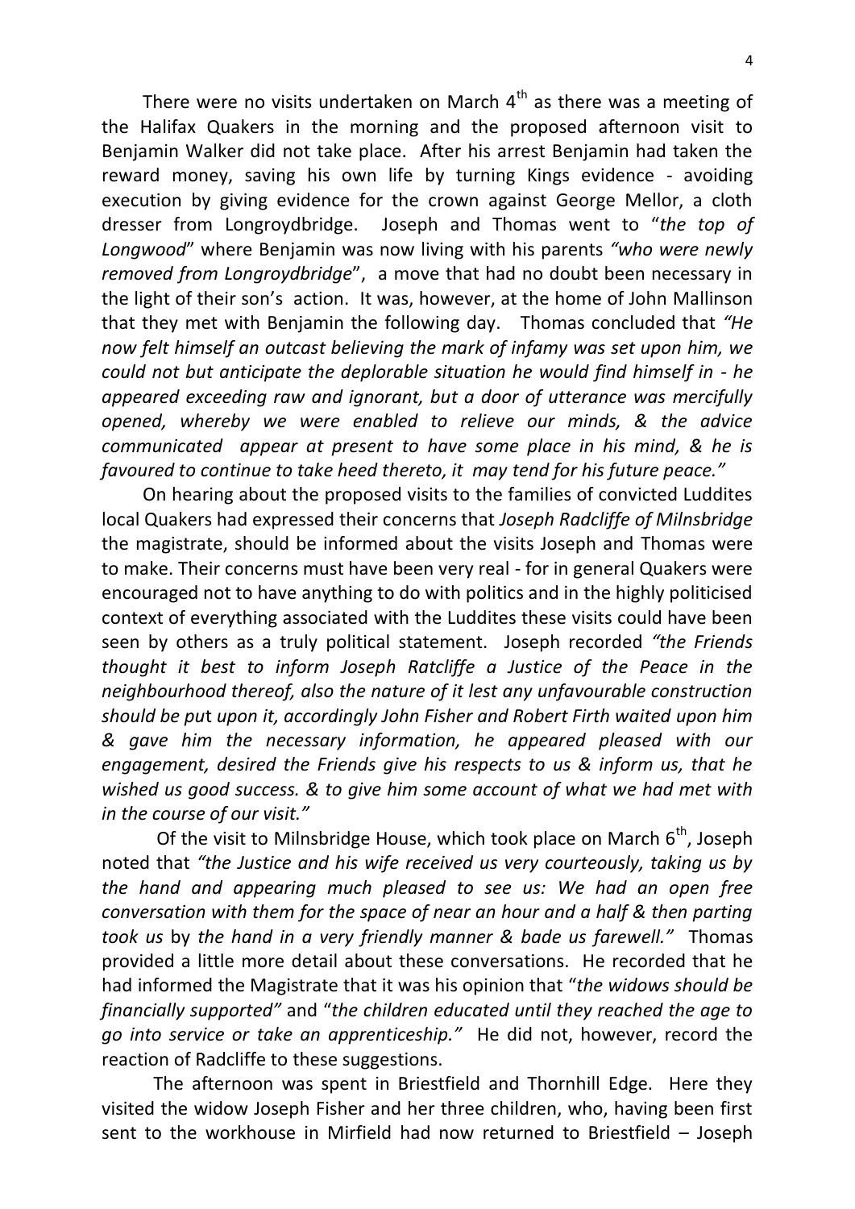There were no visits undertaken on March 4th as there was a meeting of the Halifax Quakers in the morning and the proposed afternoon visit to Benjamin Walker did not take place. After his arrest Benjamin had taken the reward money, saving his own life by turning Kings evidence - avoiding execution by giving evidence for the crown against George Mellor, a cloth dresser from Longroydbridge. Joseph and Thomas went to "*the top of Longwood*" where Benjamin was now living with his parents *"who were newly removed from Longroydbridge*", a move that had no doubt been necessary in the light of their son's action. It was, however, at the home of John Mallinson that they met with Benjamin the following day. Thomas concluded that *"He now felt himself an outcast believing the mark of infamy was set upon him, we could not but anticipate the deplorable situation he would find himself in - he appeared exceeding raw and ignorant, but a door of utterance was mercifully opened, whereby we were enabled to relieve our minds, & the advice communicated appear at present to have some place in his mind, & he is favoured to continue to take heed thereto, it may tend for his future peace."*

On hearing about the proposed visits to the families of convicted Luddites local Quakers had expressed their concerns that *Joseph Radcliffe of Milnsbridge* the magistrate, should be informed about the visits Joseph and Thomas were to make. Their concerns must have been very real - for in general Quakers were encouraged not to have anything to do with politics and in the highly politicised context of everything associated with the Luddites these visits could have been seen by others as a truly political statement. Joseph recorded *"the Friends thought it best to inform Joseph Ratcliffe a Justice of the Peace in the neighbourhood thereof, also the nature of it lest any unfavourable construction should be put upon it, accordingly John Fisher and Robert Firth waited upon him & gave him the necessary information, he appeared pleased with our engagement, desired the Friends give his respects to us & inform us, that he wished us good success. & to give him some account of what we had met with in the course of our visit."*

Of the visit to Milnsbridge House, which took place on March 6th, Joseph noted that *"the Justice and his wife received us very courteously, taking us by the hand and appearing much pleased to see us: We had an open free conversation with them for the space of near an hour and a half & then parting took us* by *the hand in a very friendly manner & bade us farewell."* Thomas provided a little more detail about these conversations. He recorded that he had informed the Magistrate that it was his opinion that "*the widows should be financially supported"* and "*the children educated until they reached the age to go into service or take an apprenticeship."* He did not, however, record the reaction of Radcliffe to these suggestions.

The afternoon was spent in Briestfield and Thornhill Edge. Here they visited the widow Joseph Fisher and her three children, who, having been first sent to the workhouse in Mirfield had now returned to Briestfield – Joseph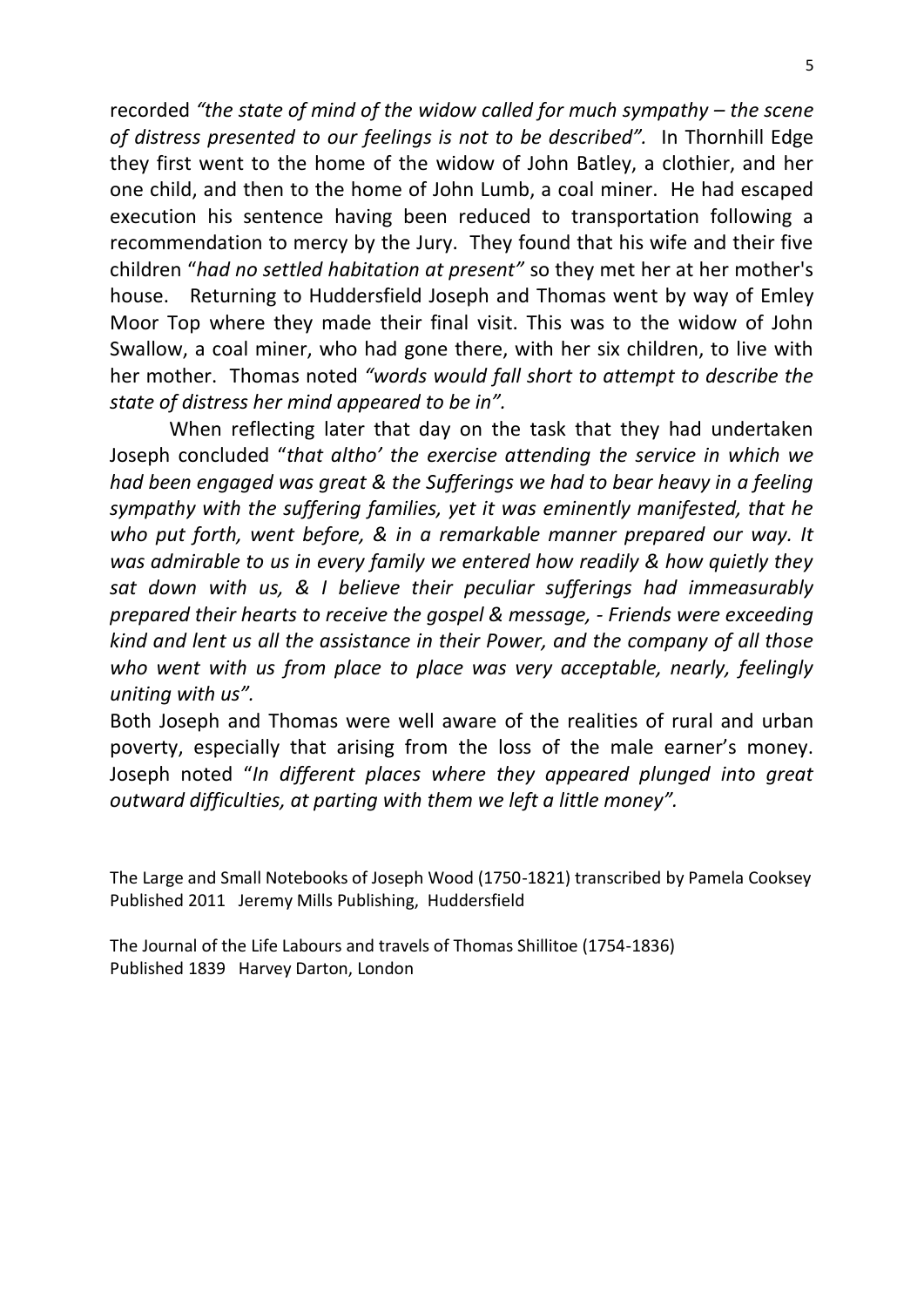recorded *"the state of mind of the widow called for much sympathy – the scene of distress presented to our feelings is not to be described".* In Thornhill Edge they first went to the home of the widow of John Batley, a clothier, and her one child, and then to the home of John Lumb, a coal miner. He had escaped execution his sentence having been reduced to transportation following a recommendation to mercy by the Jury. They found that his wife and their five children "*had no settled habitation at present"* so they met her at her mother's house. Returning to Huddersfield Joseph and Thomas went by way of Emley Moor Top where they made their final visit. This was to the widow of John Swallow, a coal miner, who had gone there, with her six children, to live with her mother. Thomas noted *"words would fall short to attempt to describe the state of distress her mind appeared to be in".*

When reflecting later that day on the task that they had undertaken Joseph concluded "*that altho' the exercise attending the service in which we had been engaged was great & the Sufferings we had to bear heavy in a feeling sympathy with the suffering families, yet it was eminently manifested, that he who put forth, went before, & in a remarkable manner prepared our way. It was admirable to us in every family we entered how readily & how quietly they sat down with us, & I believe their peculiar sufferings had immeasurably prepared their hearts to receive the gospel & message, - Friends were exceeding kind and lent us all the assistance in their Power, and the company of all those who went with us from place to place was very acceptable, nearly, feelingly uniting with us".*

Both Joseph and Thomas were well aware of the realities of rural and urban poverty, especially that arising from the loss of the male earner's money. Joseph noted "*In different places where they appeared plunged into great outward difficulties, at parting with them we left a little money".*

The Large and Small Notebooks of Joseph Wood (1750-1821) transcribed by Pamela Cooksey
Published 2011 Jeremy Mills Publishing, Huddersfield

The Journal of the Life Labours and travels of Thomas Shillitoe (1754-1836)
Published 1839 Harvey Darton, London